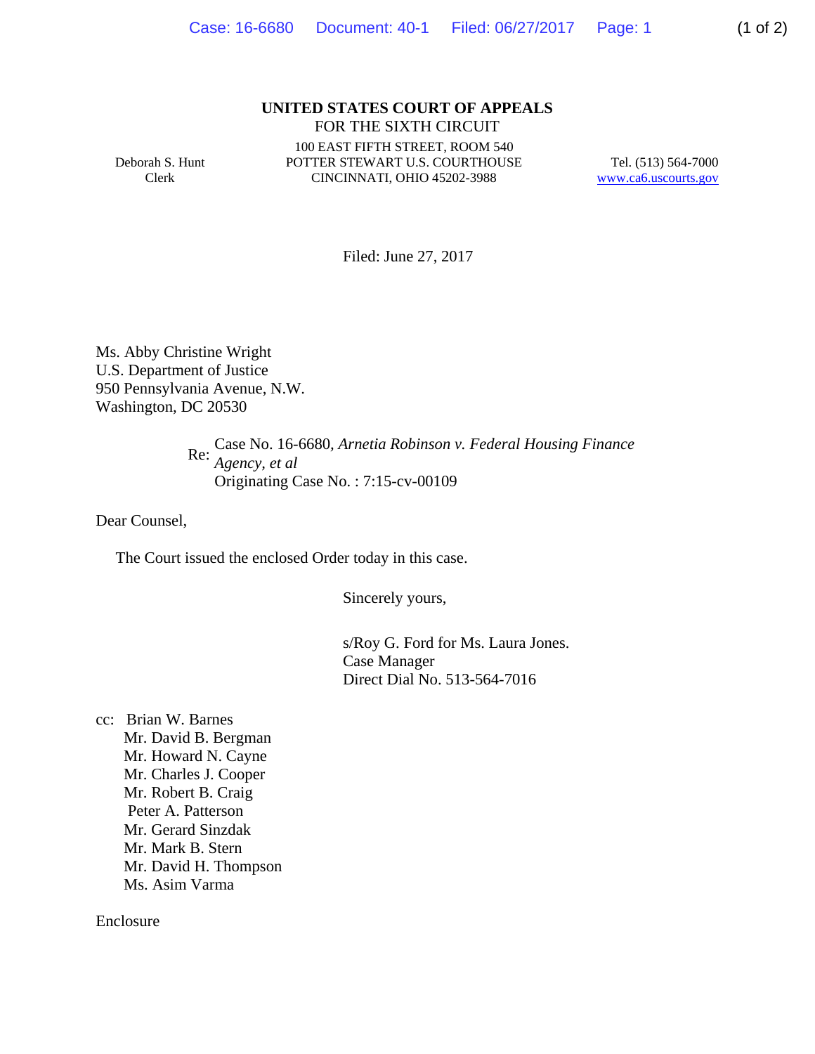**UNITED STATES COURT OF APPEALS**
FOR THE SIXTH CIRCUIT

Deborah S. Hunt
Clerk

100 EAST FIFTH STREET, ROOM 540
POTTER STEWART U.S. COURTHOUSE
CINCINNATI, OHIO 45202-3988

Tel. (513) 564-7000
www.ca6.uscourts.gov

Filed: June 27, 2017

Ms. Abby Christine Wright
U.S. Department of Justice
950 Pennsylvania Avenue, N.W.
Washington, DC 20530

Re: Case No. 16-6680, *Arnetia Robinson v. Federal Housing Finance Agency, et al*
Originating Case No. : 7:15-cv-00109

Dear Counsel,

The Court issued the enclosed Order today in this case.

Sincerely yours,

s/Roy G. Ford for Ms. Laura Jones.
Case Manager
Direct Dial No. 513-564-7016

cc: Brian W. Barnes
Mr. David B. Bergman
Mr. Howard N. Cayne
Mr. Charles J. Cooper
Mr. Robert B. Craig
Peter A. Patterson
Mr. Gerard Sinzdak
Mr. Mark B. Stern
Mr. David H. Thompson
Ms. Asim Varma

Enclosure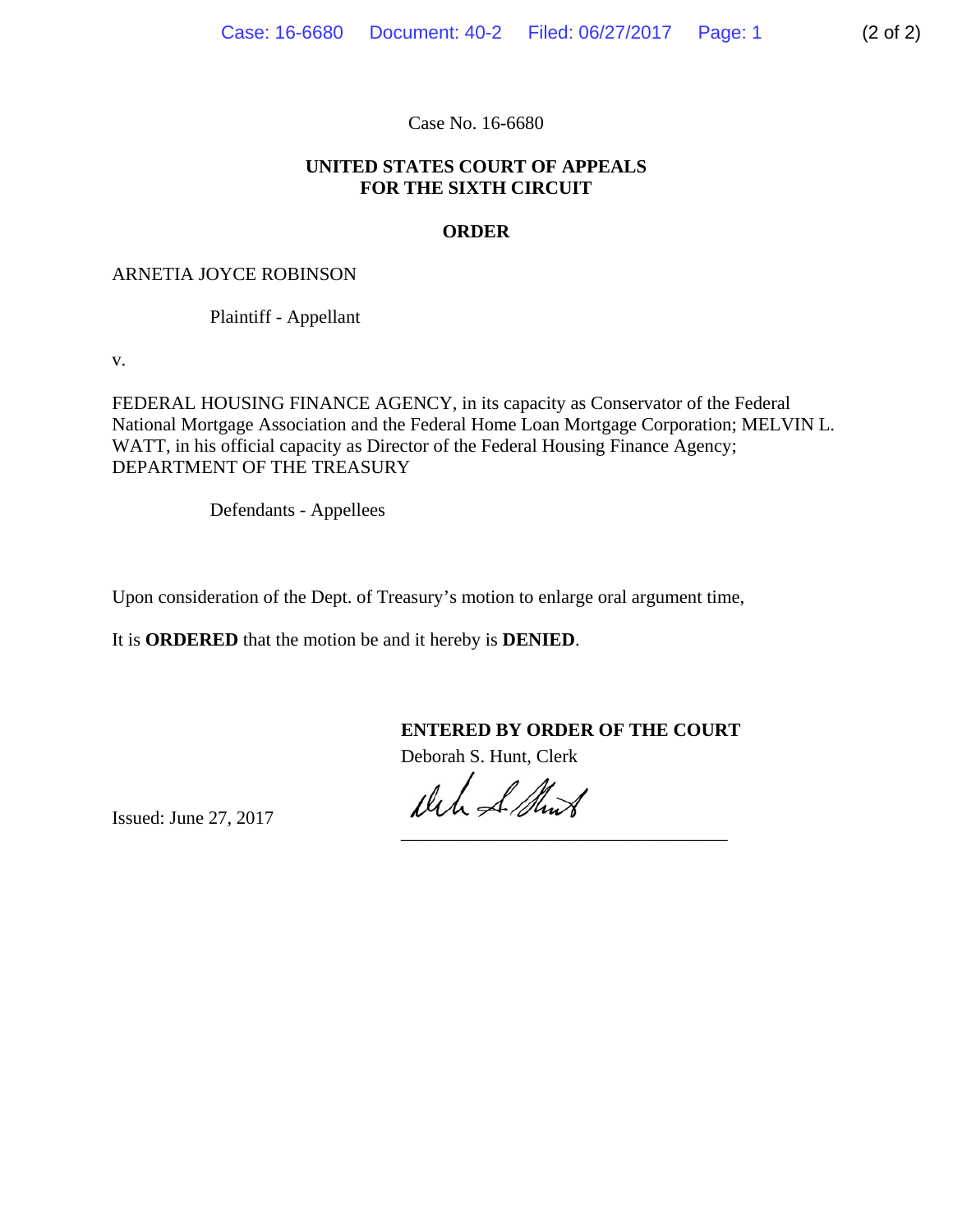Case No. 16-6680

**UNITED STATES COURT OF APPEALS**
**FOR THE SIXTH CIRCUIT**

**ORDER**

ARNETIA JOYCE ROBINSON

Plaintiff - Appellant

v.

FEDERAL HOUSING FINANCE AGENCY, in its capacity as Conservator of the Federal National Mortgage Association and the Federal Home Loan Mortgage Corporation; MELVIN L. WATT, in his official capacity as Director of the Federal Housing Finance Agency; DEPARTMENT OF THE TREASURY

Defendants - Appellees

Upon consideration of the Dept. of Treasury's motion to enlarge oral argument time,

It is **ORDERED** that the motion be and it hereby is **DENIED**.

**ENTERED BY ORDER OF THE COURT**
Deborah S. Hunt, Clerk

Issued: June 27, 2017